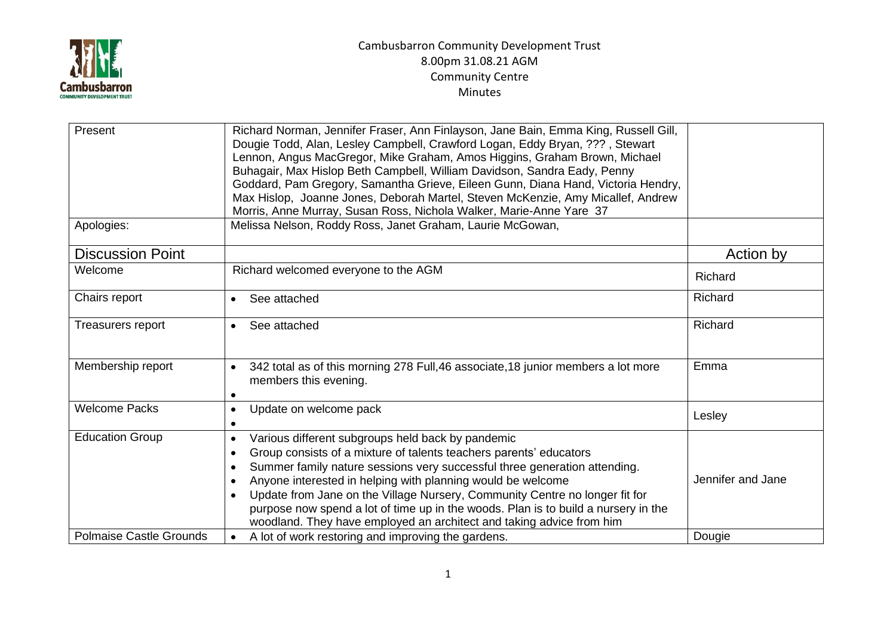Cambusbarron Community Development Trust
8.00pm 31.08.21 AGM
Community Centre
Minutes

| Present | Richard Norman, Jennifer Fraser, Ann Finlayson, Jane Bain, Emma King, Russell Gill, Dougie Todd, Alan, Lesley Campbell, Crawford Logan, Eddy Bryan, ??? , Stewart Lennon, Angus MacGregor, Mike Graham, Amos Higgins, Graham Brown, Michael Buhagair, Max Hislop Beth Campbell, William Davidson, Sandra Eady, Penny Goddard, Pam Gregory, Samantha Grieve, Eileen Gunn, Diana Hand, Victoria Hendry, Max Hislop, Joanne Jones, Deborah Martel, Steven McKenzie, Amy Micallef, Andrew Morris, Anne Murray, Susan Ross, Nichola Walker, Marie-Anne Yare 37 | |
|---|---|---|
| Apologies: | Melissa Nelson, Roddy Ross, Janet Graham, Laurie McGowan, | |
| **Discussion Point** | | **Action by** |
| Welcome | Richard welcomed everyone to the AGM | Richard |
| Chairs report | • See attached | Richard |
| Treasurers report | • See attached | Richard |
| Membership report | • 342 total as of this morning 278 Full,46 associate,18 junior members a lot more members this evening.<br>• | Emma |
| Welcome Packs | • Update on welcome pack<br>• | Lesley |
| Education Group | • Various different subgroups held back by pandemic<br>• Group consists of a mixture of talents teachers parents' educators<br>• Summer family nature sessions very successful three generation attending.<br>• Anyone interested in helping with planning would be welcome<br>• Update from Jane on the Village Nursery, Community Centre no longer fit for purpose now spend a lot of time up in the woods. Plan is to build a nursery in the woodland. They have employed an architect and taking advice from him | Jennifer and Jane |
| Polmaise Castle Grounds | • A lot of work restoring and improving the gardens. | Dougie |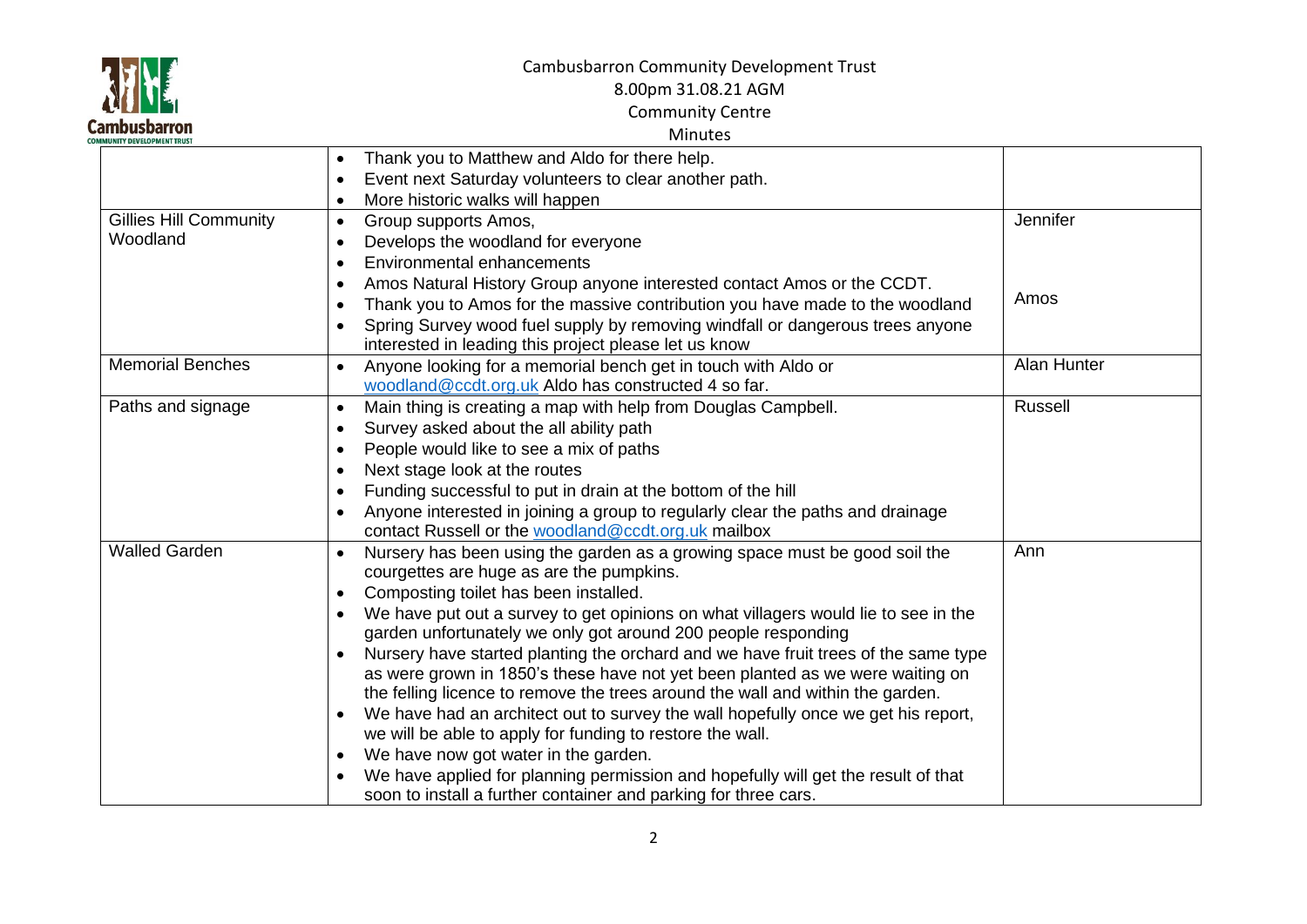Cambusbarron Community Development Trust
8.00pm 31.08.21 AGM
Community Centre
Minutes

| | | |
|---|---|---|
| | • Thank you to Matthew and Aldo for there help.<br>• Event next Saturday volunteers to clear another path.<br>• More historic walks will happen | |
| Gillies Hill Community Woodland | • Group supports Amos,<br>• Develops the woodland for everyone<br>• Environmental enhancements<br>• Amos Natural History Group anyone interested contact Amos or the CCDT.<br>• Thank you to Amos for the massive contribution you have made to the woodland<br>• Spring Survey wood fuel supply by removing windfall or dangerous trees anyone interested in leading this project please let us know | Jennifer<br><br>Amos |
| Memorial Benches | • Anyone looking for a memorial bench get in touch with Aldo or woodland@ccdt.org.uk Aldo has constructed 4 so far. | Alan Hunter |
| Paths and signage | • Main thing is creating a map with help from Douglas Campbell.<br>• Survey asked about the all ability path<br>• People would like to see a mix of paths<br>• Next stage look at the routes<br>• Funding successful to put in drain at the bottom of the hill<br>• Anyone interested in joining a group to regularly clear the paths and drainage contact Russell or the woodland@ccdt.org.uk mailbox | Russell |
| Walled Garden | • Nursery has been using the garden as a growing space must be good soil the courgettes are huge as are the pumpkins.<br>• Composting toilet has been installed.<br>• We have put out a survey to get opinions on what villagers would lie to see in the garden unfortunately we only got around 200 people responding<br>• Nursery have started planting the orchard and we have fruit trees of the same type as were grown in 1850's these have not yet been planted as we were waiting on the felling licence to remove the trees around the wall and within the garden.<br>• We have had an architect out to survey the wall hopefully once we get his report, we will be able to apply for funding to restore the wall.<br>• We have now got water in the garden.<br>• We have applied for planning permission and hopefully will get the result of that soon to install a further container and parking for three cars. | Ann |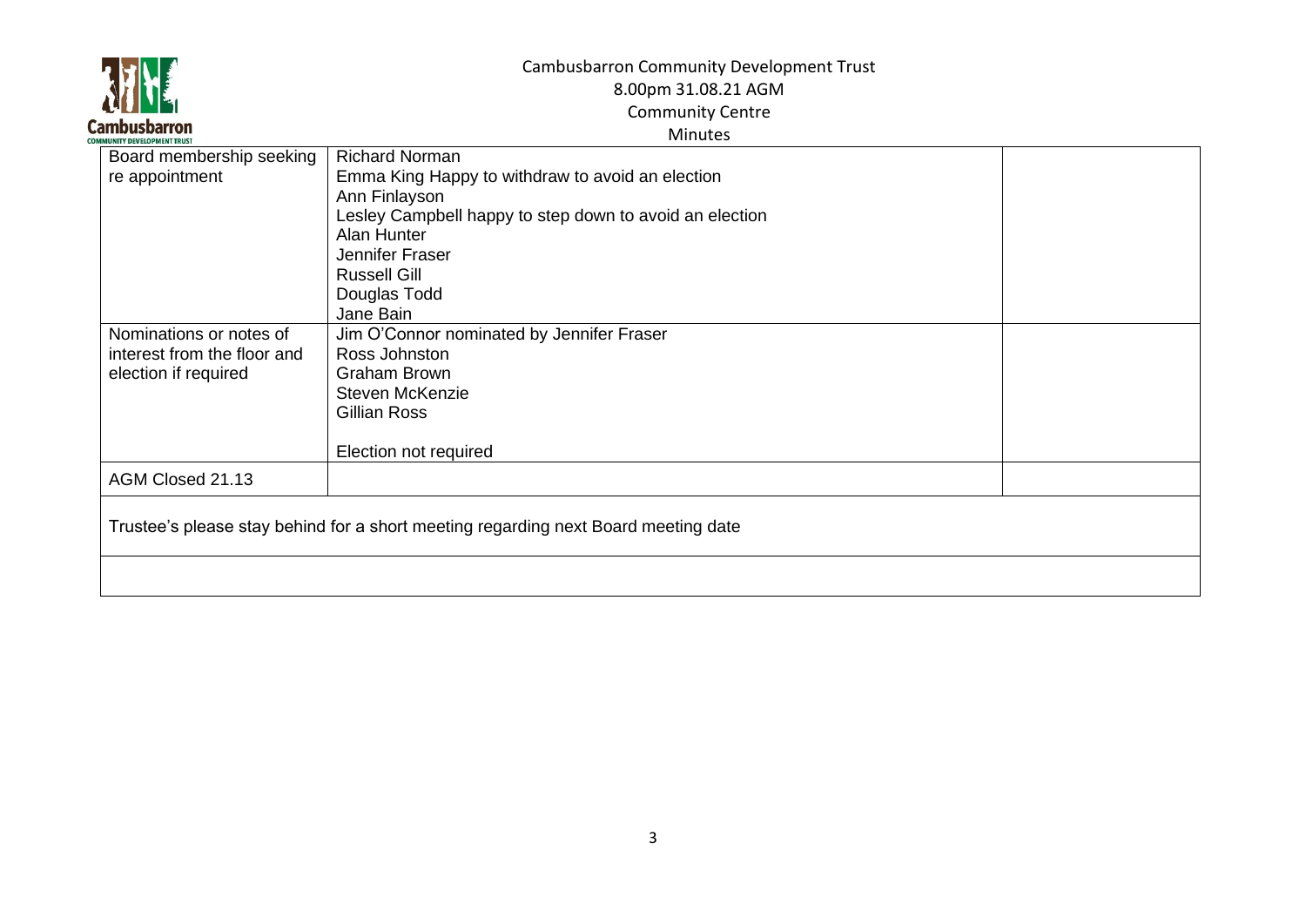Cambusbarron Community Development Trust
8.00pm 31.08.21 AGM
Community Centre
Minutes

| | | |
|---|---|---|
| Board membership seeking re appointment | Richard Norman<br>Emma King Happy to withdraw to avoid an election<br>Ann Finlayson<br>Lesley Campbell happy to step down to avoid an election<br>Alan Hunter<br>Jennifer Fraser<br>Russell Gill<br>Douglas Todd<br>Jane Bain | |
| Nominations or notes of interest from the floor and election if required | Jim O'Connor nominated by Jennifer Fraser<br>Ross Johnston<br>Graham Brown<br>Steven McKenzie<br>Gillian Ross<br><br>Election not required | |
| AGM Closed 21.13 | | |

Trustee's please stay behind for a short meeting regarding next Board meeting date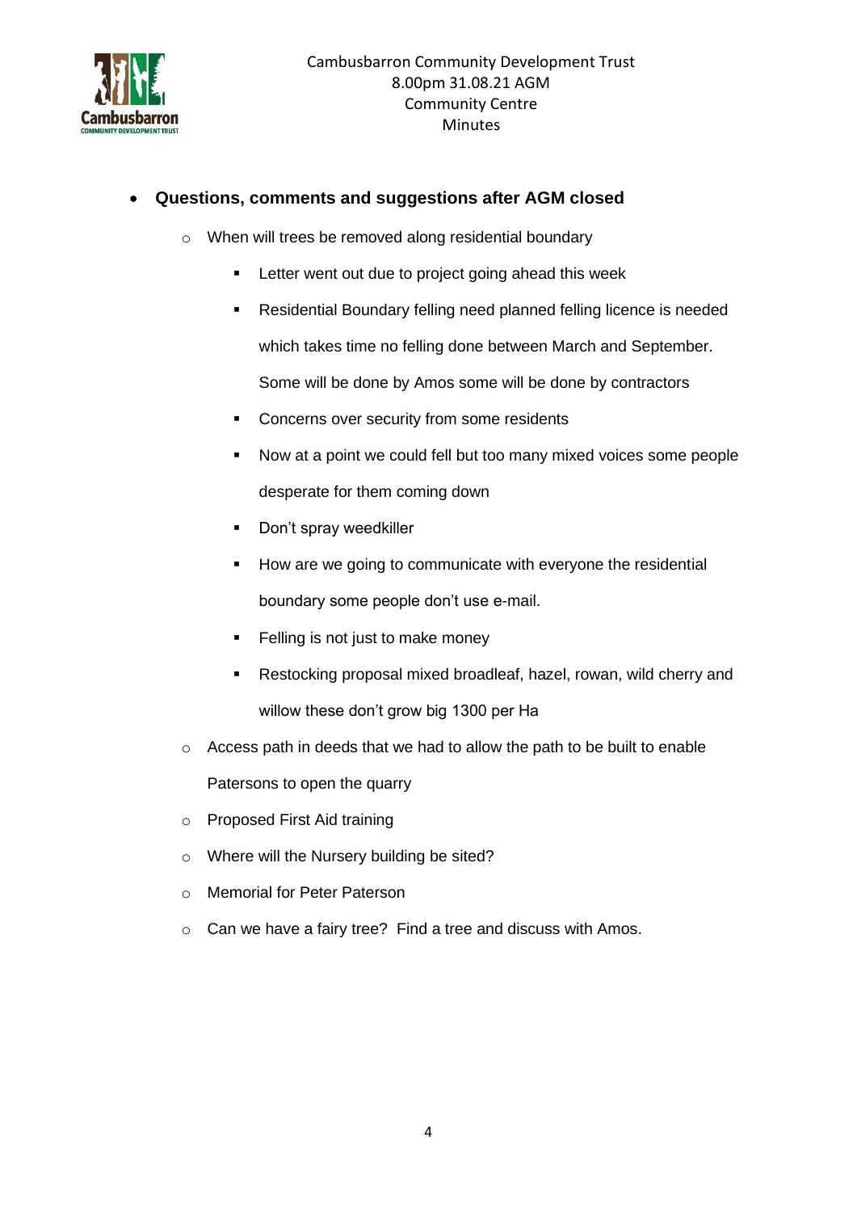- **Questions, comments and suggestions after AGM closed**
    - When will trees be removed along residential boundary
        - Letter went out due to project going ahead this week
        - Residential Boundary felling need planned felling licence is needed which takes time no felling done between March and September. Some will be done by Amos some will be done by contractors
        - Concerns over security from some residents
        - Now at a point we could fell but too many mixed voices some people desperate for them coming down
        - Don't spray weedkiller
        - How are we going to communicate with everyone the residential boundary some people don't use e-mail.
        - Felling is not just to make money
        - Restocking proposal mixed broadleaf, hazel, rowan, wild cherry and willow these don't grow big 1300 per Ha
    - Access path in deeds that we had to allow the path to be built to enable Patersons to open the quarry
    - Proposed First Aid training
    - Where will the Nursery building be sited?
    - Memorial for Peter Paterson
    - Can we have a fairy tree? Find a tree and discuss with Amos.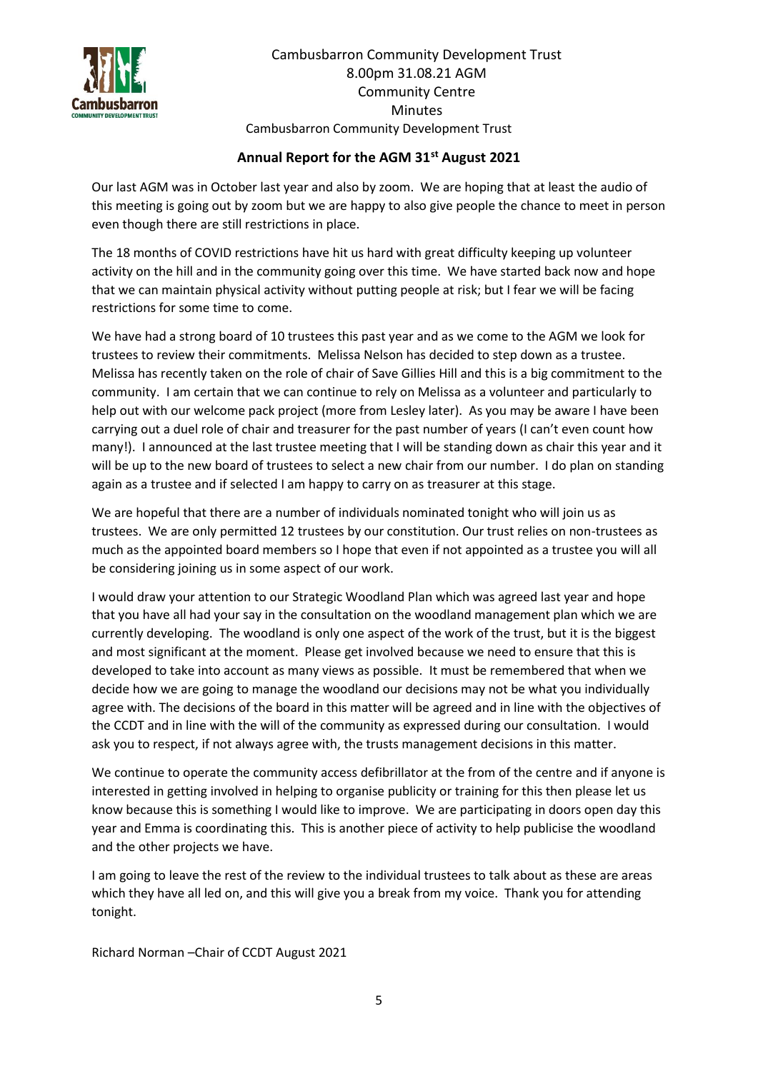Cambusbarron Community Development Trust
8.00pm 31.08.21 AGM
Community Centre
Minutes
Cambusbarron Community Development Trust

## Annual Report for the AGM 31st August 2021

Our last AGM was in October last year and also by zoom. We are hoping that at least the audio of this meeting is going out by zoom but we are happy to also give people the chance to meet in person even though there are still restrictions in place.

The 18 months of COVID restrictions have hit us hard with great difficulty keeping up volunteer activity on the hill and in the community going over this time. We have started back now and hope that we can maintain physical activity without putting people at risk; but I fear we will be facing restrictions for some time to come.

We have had a strong board of 10 trustees this past year and as we come to the AGM we look for trustees to review their commitments. Melissa Nelson has decided to step down as a trustee. Melissa has recently taken on the role of chair of Save Gillies Hill and this is a big commitment to the community. I am certain that we can continue to rely on Melissa as a volunteer and particularly to help out with our welcome pack project (more from Lesley later). As you may be aware I have been carrying out a duel role of chair and treasurer for the past number of years (I can't even count how many!). I announced at the last trustee meeting that I will be standing down as chair this year and it will be up to the new board of trustees to select a new chair from our number. I do plan on standing again as a trustee and if selected I am happy to carry on as treasurer at this stage.

We are hopeful that there are a number of individuals nominated tonight who will join us as trustees. We are only permitted 12 trustees by our constitution. Our trust relies on non-trustees as much as the appointed board members so I hope that even if not appointed as a trustee you will all be considering joining us in some aspect of our work.

I would draw your attention to our Strategic Woodland Plan which was agreed last year and hope that you have all had your say in the consultation on the woodland management plan which we are currently developing. The woodland is only one aspect of the work of the trust, but it is the biggest and most significant at the moment. Please get involved because we need to ensure that this is developed to take into account as many views as possible. It must be remembered that when we decide how we are going to manage the woodland our decisions may not be what you individually agree with. The decisions of the board in this matter will be agreed and in line with the objectives of the CCDT and in line with the will of the community as expressed during our consultation. I would ask you to respect, if not always agree with, the trusts management decisions in this matter.

We continue to operate the community access defibrillator at the from of the centre and if anyone is interested in getting involved in helping to organise publicity or training for this then please let us know because this is something I would like to improve. We are participating in doors open day this year and Emma is coordinating this. This is another piece of activity to help publicise the woodland and the other projects we have.

I am going to leave the rest of the review to the individual trustees to talk about as these are areas which they have all led on, and this will give you a break from my voice. Thank you for attending tonight.

Richard Norman –Chair of CCDT August 2021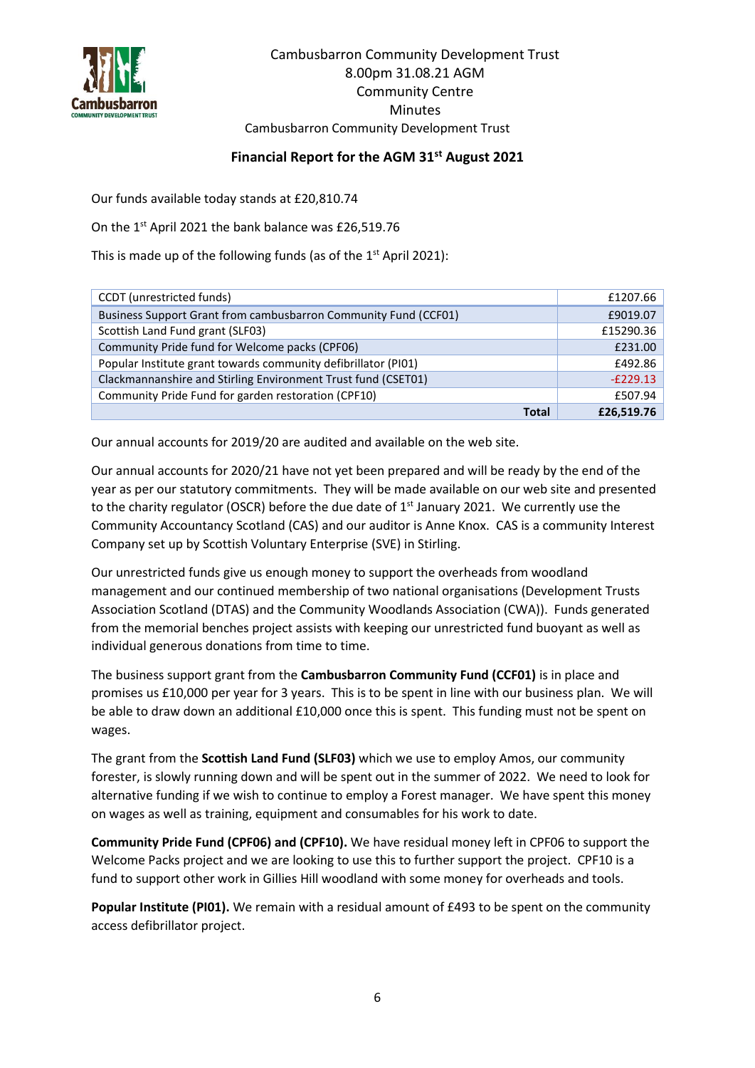Cambusbarron Community Development Trust
8.00pm 31.08.21 AGM
Community Centre
Minutes
Cambusbarron Community Development Trust

## Financial Report for the AGM 31st August 2021

Our funds available today stands at £20,810.74

On the 1st April 2021 the bank balance was £26,519.76

This is made up of the following funds (as of the 1st April 2021):

| | |
|---|---|
| CCDT (unrestricted funds) | £1207.66 |
| Business Support Grant from cambusbarron Community Fund (CCF01) | £9019.07 |
| Scottish Land Fund grant (SLF03) | £15290.36 |
| Community Pride fund for Welcome packs (CPF06) | £231.00 |
| Popular Institute grant towards community defibrillator (PI01) | £492.86 |
| Clackmannanshire and Stirling Environment Trust fund (CSET01) | -£229.13 |
| Community Pride Fund for garden restoration (CPF10) | £507.94 |
| **Total** | **£26,519.76** |

Our annual accounts for 2019/20 are audited and available on the web site.

Our annual accounts for 2020/21 have not yet been prepared and will be ready by the end of the year as per our statutory commitments. They will be made available on our web site and presented to the charity regulator (OSCR) before the due date of 1st January 2021. We currently use the Community Accountancy Scotland (CAS) and our auditor is Anne Knox. CAS is a community Interest Company set up by Scottish Voluntary Enterprise (SVE) in Stirling.

Our unrestricted funds give us enough money to support the overheads from woodland management and our continued membership of two national organisations (Development Trusts Association Scotland (DTAS) and the Community Woodlands Association (CWA)). Funds generated from the memorial benches project assists with keeping our unrestricted fund buoyant as well as individual generous donations from time to time.

The business support grant from the **Cambusbarron Community Fund (CCF01)** is in place and promises us £10,000 per year for 3 years. This is to be spent in line with our business plan. We will be able to draw down an additional £10,000 once this is spent. This funding must not be spent on wages.

The grant from the **Scottish Land Fund (SLF03)** which we use to employ Amos, our community forester, is slowly running down and will be spent out in the summer of 2022. We need to look for alternative funding if we wish to continue to employ a Forest manager. We have spent this money on wages as well as training, equipment and consumables for his work to date.

**Community Pride Fund (CPF06) and (CPF10).** We have residual money left in CPF06 to support the Welcome Packs project and we are looking to use this to further support the project. CPF10 is a fund to support other work in Gillies Hill woodland with some money for overheads and tools.

**Popular Institute (PI01).** We remain with a residual amount of £493 to be spent on the community access defibrillator project.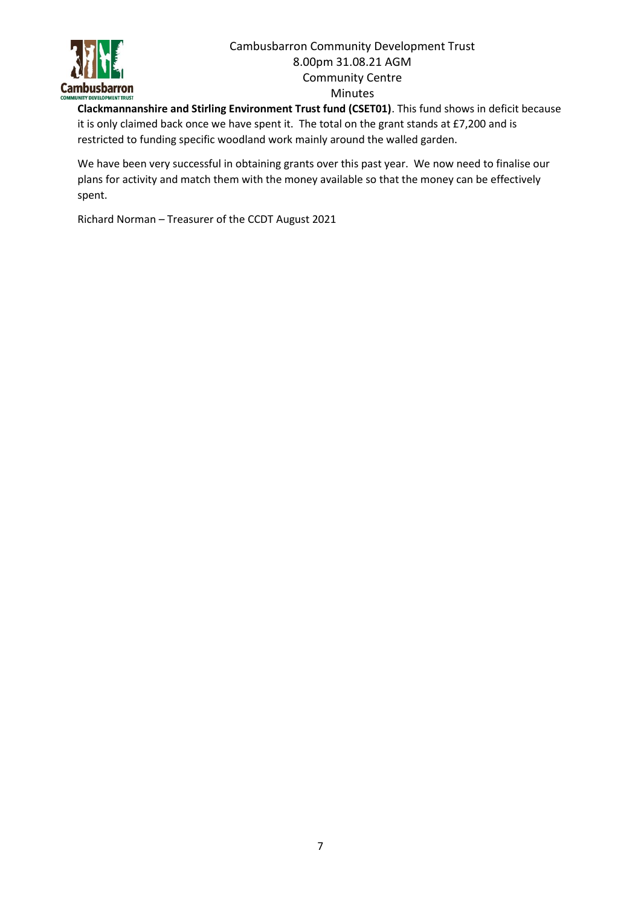**Clackmannanshire and Stirling Environment Trust fund (CSET01)**. This fund shows in deficit because it is only claimed back once we have spent it. The total on the grant stands at £7,200 and is restricted to funding specific woodland work mainly around the walled garden.

We have been very successful in obtaining grants over this past year. We now need to finalise our plans for activity and match them with the money available so that the money can be effectively spent.

Richard Norman – Treasurer of the CCDT August 2021